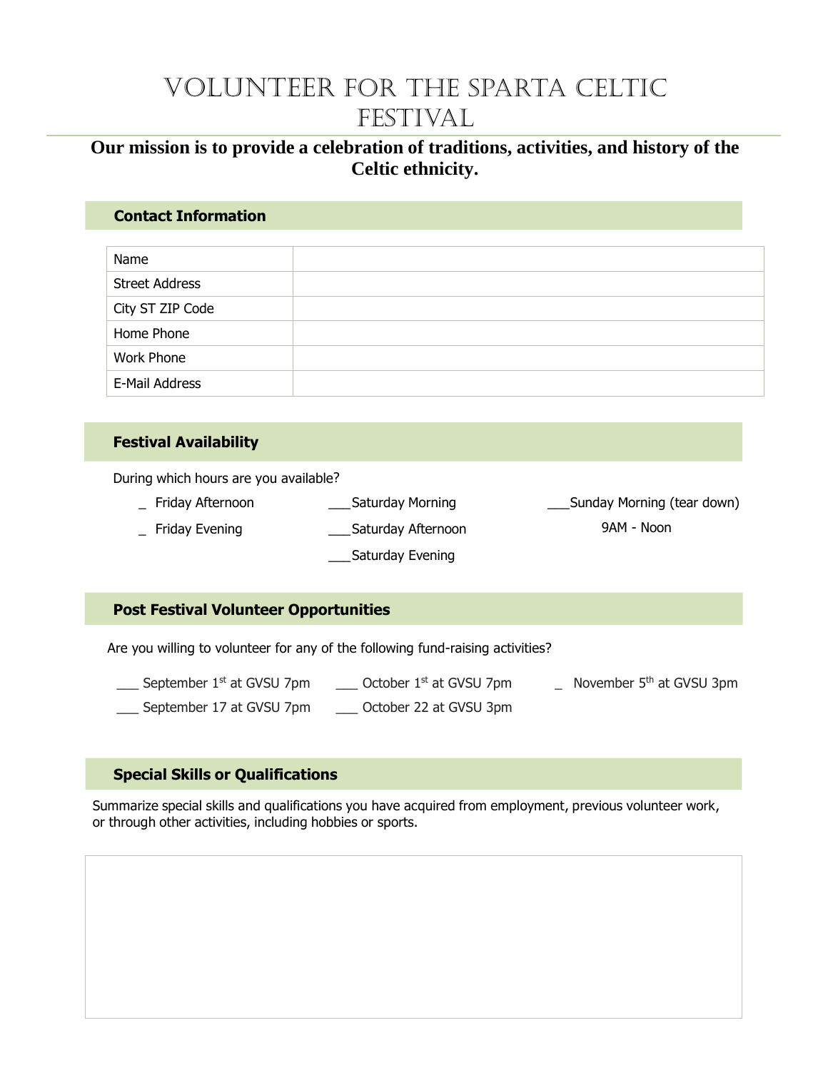# VOLUNTEER FOR THE SPARTA CELTIC FESTIVAL

**Our mission is to provide a celebration of traditions, activities, and history of the Celtic ethnicity.**

## Contact Information

| Name | |
|---|---|
| Street Address | |
| City ST ZIP Code | |
| Home Phone | |
| Work Phone | |
| E-Mail Address | |

## Festival Availability

During which hours are you available?

_ Friday Afternoon

_ Friday Evening

___Saturday Morning

___Saturday Afternoon

___Saturday Evening

___Sunday Morning (tear down) 9AM - Noon

## Post Festival Volunteer Opportunities

Are you willing to volunteer for any of the following fund-raising activities?

___ September 1st at GVSU 7pm

___ September 17 at GVSU 7pm

___ October 1st at GVSU 7pm

___ October 22 at GVSU 3pm

_ November 5th at GVSU 3pm

## Special Skills or Qualifications

Summarize special skills and qualifications you have acquired from employment, previous volunteer work, or through other activities, including hobbies or sports.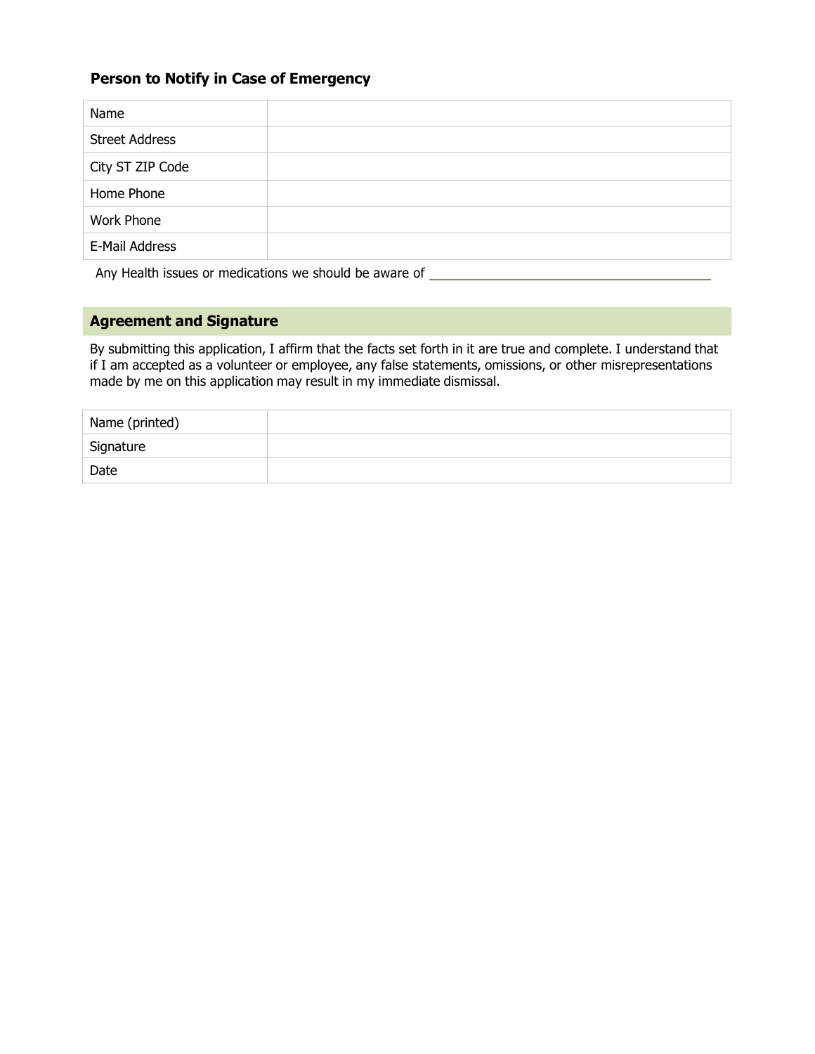### Person to Notify in Case of Emergency

| | |
|---|---|
| Name | |
| Street Address | |
| City ST ZIP Code | |
| Home Phone | |
| Work Phone | |
| E-Mail Address | |

Any Health issues or medications we should be aware of ________________________________

## Agreement and Signature

By submitting this application, I affirm that the facts set forth in it are true and complete. I understand that if I am accepted as a volunteer or employee, any false statements, omissions, or other misrepresentations made by me on this application may result in my immediate dismissal.

| | |
|---|---|
| Name (printed) | |
| Signature | |
| Date | |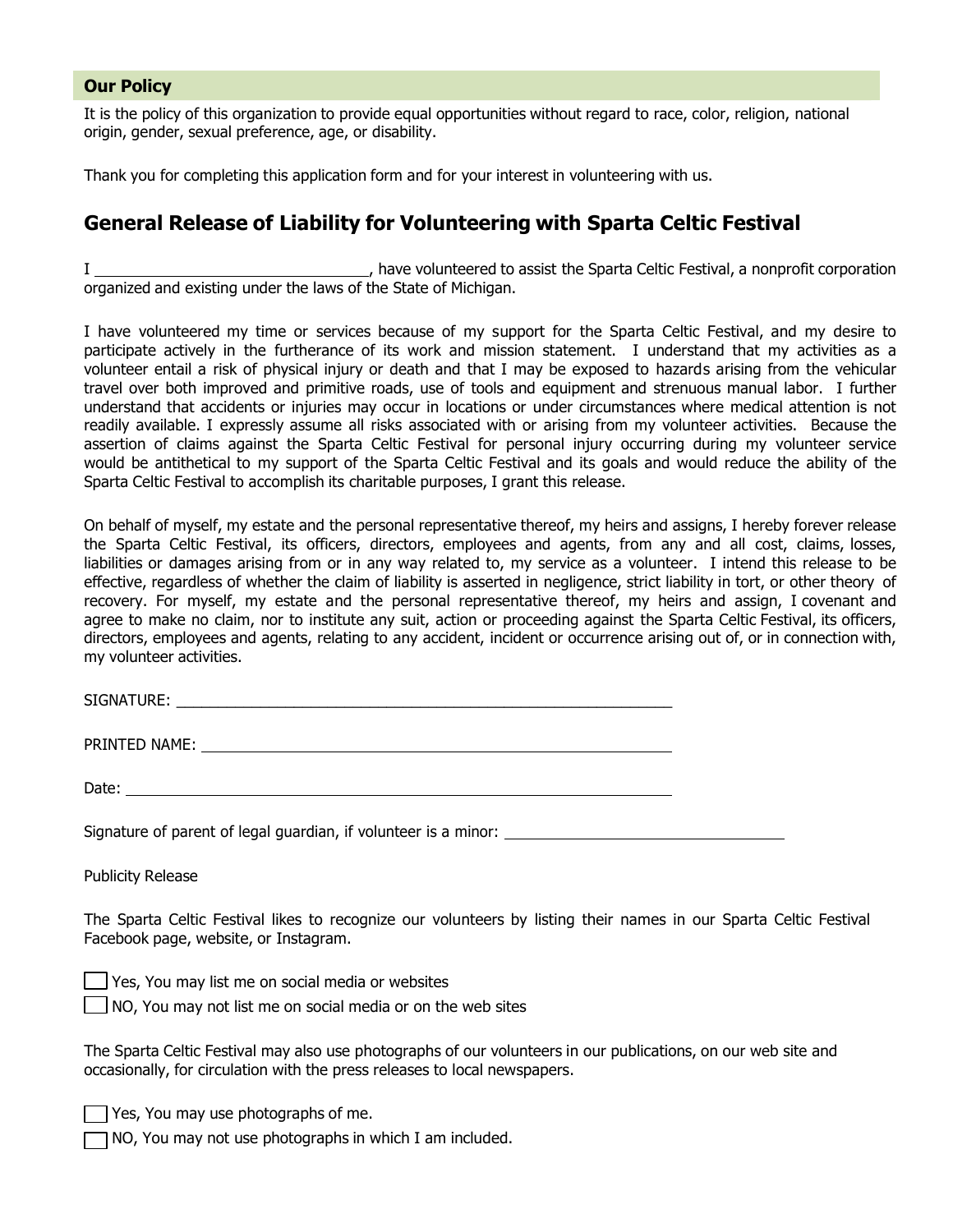## Our Policy

It is the policy of this organization to provide equal opportunities without regard to race, color, religion, national origin, gender, sexual preference, age, or disability.

Thank you for completing this application form and for your interest in volunteering with us.

## General Release of Liability for Volunteering with Sparta Celtic Festival

I ________________________________, have volunteered to assist the Sparta Celtic Festival, a nonprofit corporation organized and existing under the laws of the State of Michigan.

I have volunteered my time or services because of my support for the Sparta Celtic Festival, and my desire to participate actively in the furtherance of its work and mission statement. I understand that my activities as a volunteer entail a risk of physical injury or death and that I may be exposed to hazards arising from the vehicular travel over both improved and primitive roads, use of tools and equipment and strenuous manual labor. I further understand that accidents or injuries may occur in locations or under circumstances where medical attention is not readily available. I expressly assume all risks associated with or arising from my volunteer activities. Because the assertion of claims against the Sparta Celtic Festival for personal injury occurring during my volunteer service would be antithetical to my support of the Sparta Celtic Festival and its goals and would reduce the ability of the Sparta Celtic Festival to accomplish its charitable purposes, I grant this release.

On behalf of myself, my estate and the personal representative thereof, my heirs and assigns, I hereby forever release the Sparta Celtic Festival, its officers, directors, employees and agents, from any and all cost, claims, losses, liabilities or damages arising from or in any way related to, my service as a volunteer. I intend this release to be effective, regardless of whether the claim of liability is asserted in negligence, strict liability in tort, or other theory of recovery. For myself, my estate and the personal representative thereof, my heirs and assign, I covenant and agree to make no claim, nor to institute any suit, action or proceeding against the Sparta Celtic Festival, its officers, directors, employees and agents, relating to any accident, incident or occurrence arising out of, or in connection with, my volunteer activities.

SIGNATURE: ____________________________________________________________

PRINTED NAME: ____________________________________________________________

Date: ____________________________________________________________

Signature of parent of legal guardian, if volunteer is a minor: ________________________________

Publicity Release

The Sparta Celtic Festival likes to recognize our volunteers by listing their names in our Sparta Celtic Festival Facebook page, website, or Instagram.

☐ Yes, You may list me on social media or websites

☐ NO, You may not list me on social media or on the web sites

The Sparta Celtic Festival may also use photographs of our volunteers in our publications, on our web site and occasionally, for circulation with the press releases to local newspapers.

☐ Yes, You may use photographs of me.

☐ NO, You may not use photographs in which I am included.